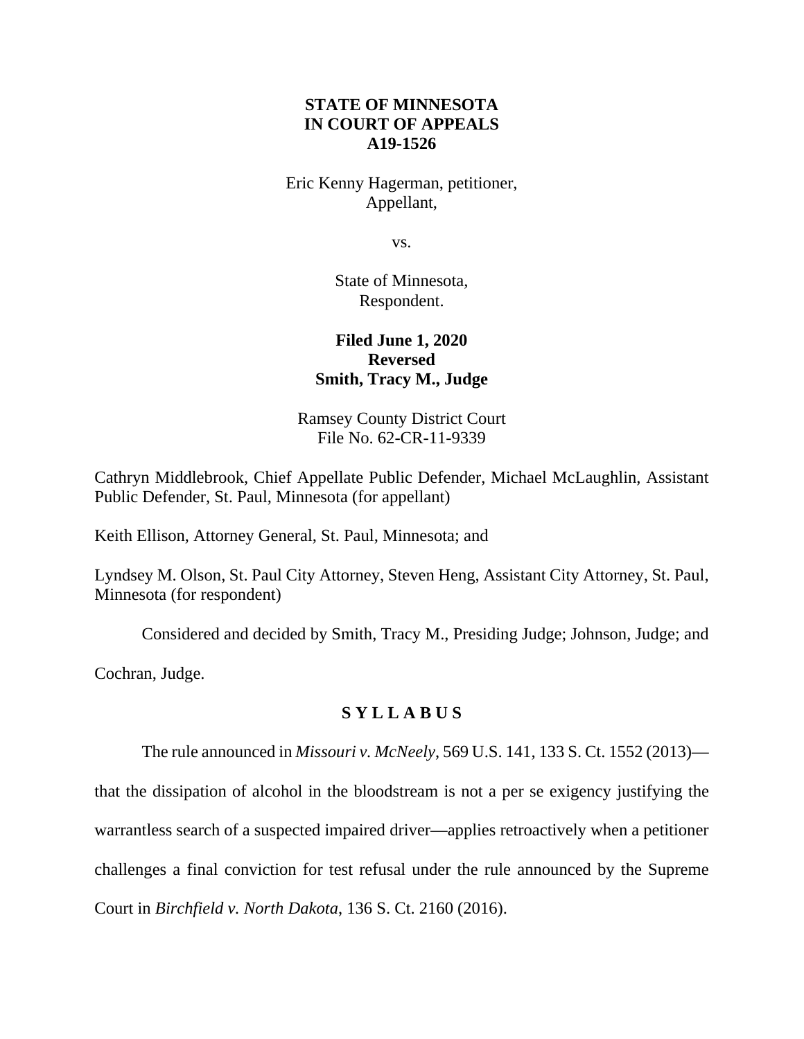**STATE OF MINNESOTA**
**IN COURT OF APPEALS**
**A19-1526**

Eric Kenny Hagerman, petitioner,
Appellant,

vs.

State of Minnesota,
Respondent.

**Filed June 1, 2020**
**Reversed**
**Smith, Tracy M., Judge**

Ramsey County District Court
File No. 62-CR-11-9339

Cathryn Middlebrook, Chief Appellate Public Defender, Michael McLaughlin, Assistant Public Defender, St. Paul, Minnesota (for appellant)

Keith Ellison, Attorney General, St. Paul, Minnesota; and

Lyndsey M. Olson, St. Paul City Attorney, Steven Heng, Assistant City Attorney, St. Paul, Minnesota (for respondent)

Considered and decided by Smith, Tracy M., Presiding Judge; Johnson, Judge; and Cochran, Judge.

**S Y L L A B U S**

The rule announced in *Missouri v. McNeely*, 569 U.S. 141, 133 S. Ct. 1552 (2013)—that the dissipation of alcohol in the bloodstream is not a per se exigency justifying the warrantless search of a suspected impaired driver—applies retroactively when a petitioner challenges a final conviction for test refusal under the rule announced by the Supreme Court in *Birchfield v. North Dakota*, 136 S. Ct. 2160 (2016).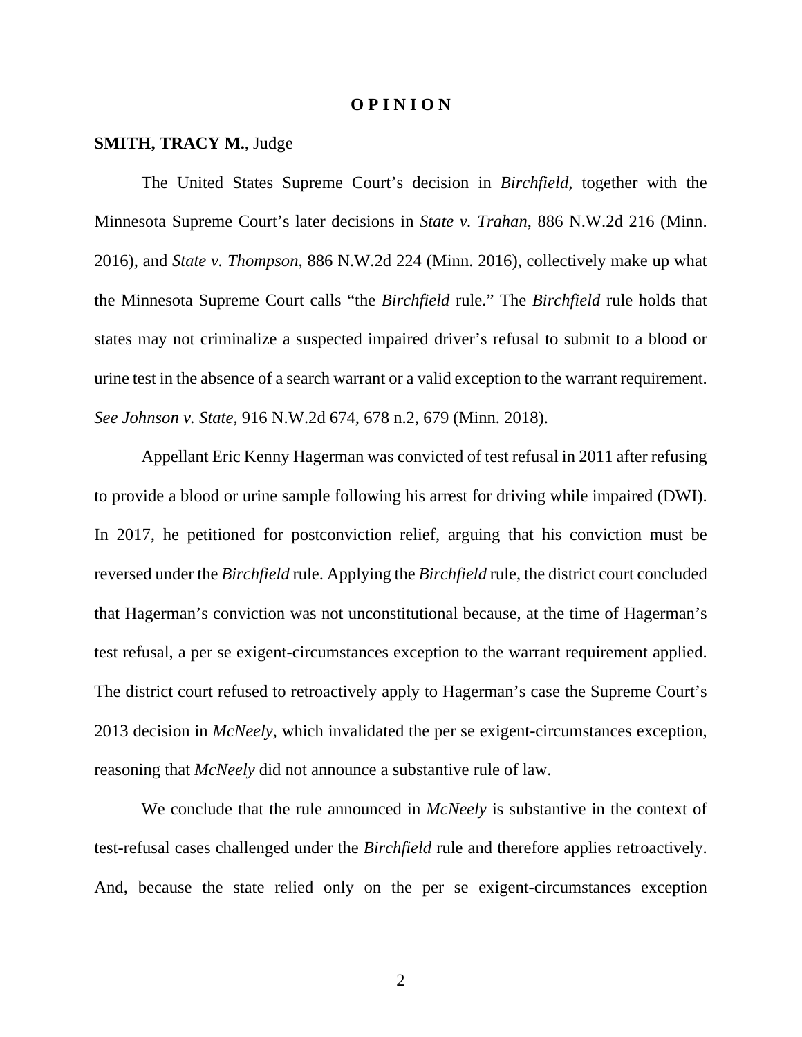# O P I N I O N

**SMITH, TRACY M.**, Judge

The United States Supreme Court's decision in *Birchfield*, together with the Minnesota Supreme Court's later decisions in *State v. Trahan*, 886 N.W.2d 216 (Minn. 2016), and *State v. Thompson*, 886 N.W.2d 224 (Minn. 2016), collectively make up what the Minnesota Supreme Court calls "the *Birchfield* rule." The *Birchfield* rule holds that states may not criminalize a suspected impaired driver's refusal to submit to a blood or urine test in the absence of a search warrant or a valid exception to the warrant requirement. *See Johnson v. State*, 916 N.W.2d 674, 678 n.2, 679 (Minn. 2018).

Appellant Eric Kenny Hagerman was convicted of test refusal in 2011 after refusing to provide a blood or urine sample following his arrest for driving while impaired (DWI). In 2017, he petitioned for postconviction relief, arguing that his conviction must be reversed under the *Birchfield* rule. Applying the *Birchfield* rule, the district court concluded that Hagerman's conviction was not unconstitutional because, at the time of Hagerman's test refusal, a per se exigent-circumstances exception to the warrant requirement applied. The district court refused to retroactively apply to Hagerman's case the Supreme Court's 2013 decision in *McNeely*, which invalidated the per se exigent-circumstances exception, reasoning that *McNeely* did not announce a substantive rule of law.

We conclude that the rule announced in *McNeely* is substantive in the context of test-refusal cases challenged under the *Birchfield* rule and therefore applies retroactively. And, because the state relied only on the per se exigent-circumstances exception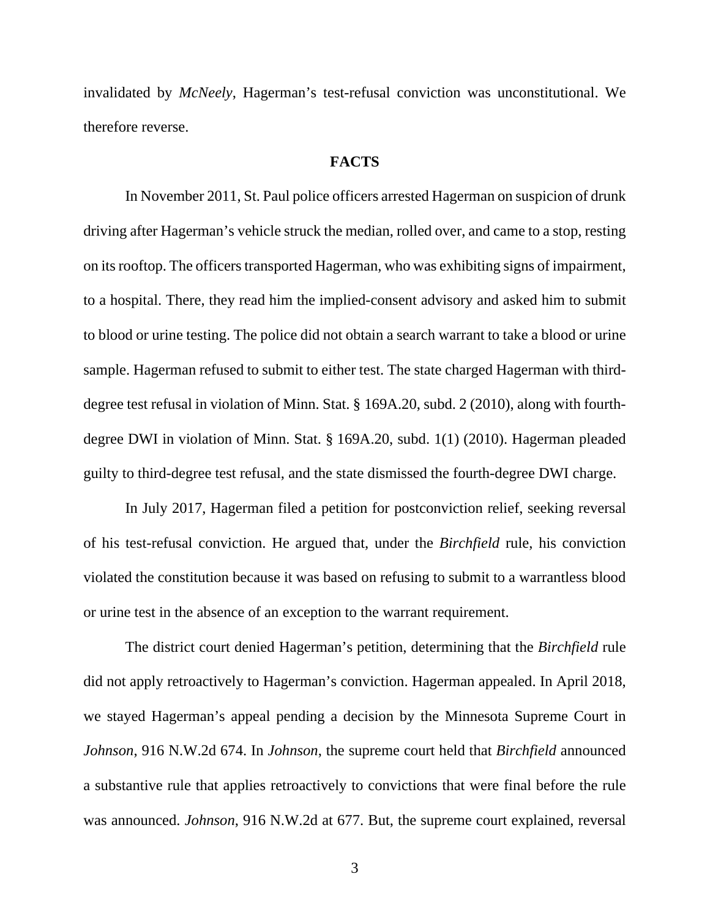invalidated by *McNeely*, Hagerman's test-refusal conviction was unconstitutional. We therefore reverse.

## FACTS

In November 2011, St. Paul police officers arrested Hagerman on suspicion of drunk driving after Hagerman's vehicle struck the median, rolled over, and came to a stop, resting on its rooftop. The officers transported Hagerman, who was exhibiting signs of impairment, to a hospital. There, they read him the implied-consent advisory and asked him to submit to blood or urine testing. The police did not obtain a search warrant to take a blood or urine sample. Hagerman refused to submit to either test. The state charged Hagerman with third-degree test refusal in violation of Minn. Stat. § 169A.20, subd. 2 (2010), along with fourth-degree DWI in violation of Minn. Stat. § 169A.20, subd. 1(1) (2010). Hagerman pleaded guilty to third-degree test refusal, and the state dismissed the fourth-degree DWI charge.

In July 2017, Hagerman filed a petition for postconviction relief, seeking reversal of his test-refusal conviction. He argued that, under the *Birchfield* rule, his conviction violated the constitution because it was based on refusing to submit to a warrantless blood or urine test in the absence of an exception to the warrant requirement.

The district court denied Hagerman's petition, determining that the *Birchfield* rule did not apply retroactively to Hagerman's conviction. Hagerman appealed. In April 2018, we stayed Hagerman's appeal pending a decision by the Minnesota Supreme Court in *Johnson*, 916 N.W.2d 674. In *Johnson*, the supreme court held that *Birchfield* announced a substantive rule that applies retroactively to convictions that were final before the rule was announced. *Johnson*, 916 N.W.2d at 677. But, the supreme court explained, reversal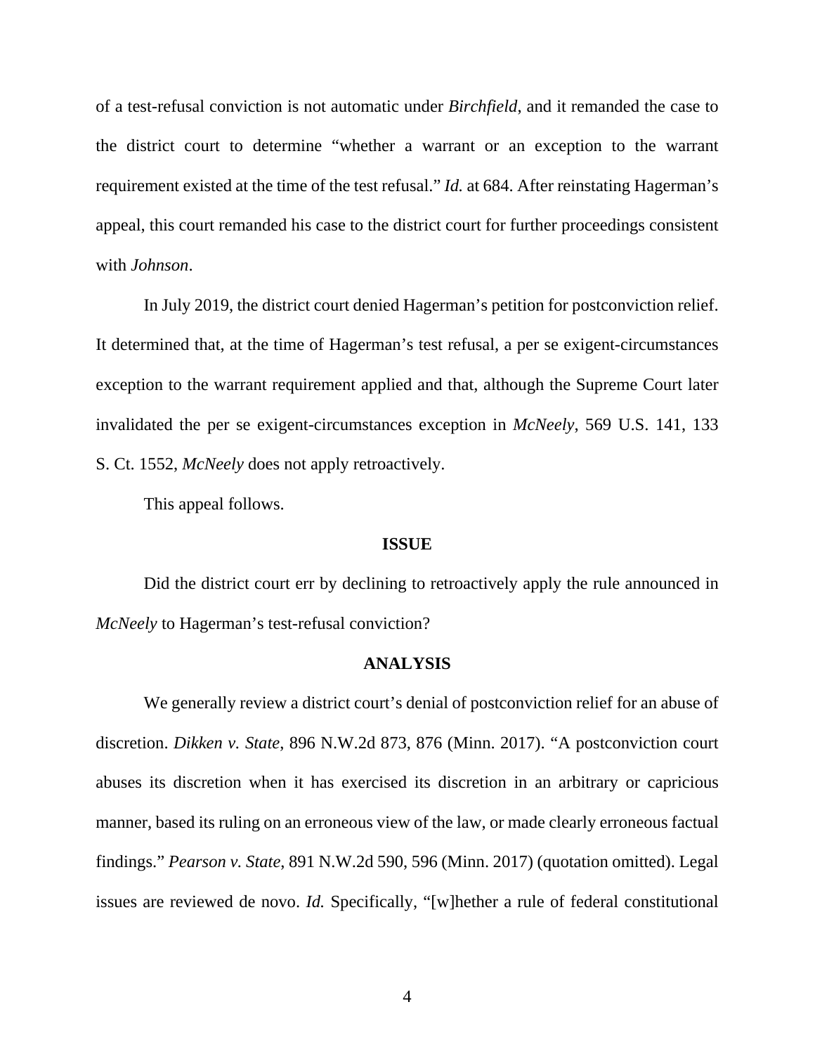of a test-refusal conviction is not automatic under *Birchfield*, and it remanded the case to the district court to determine "whether a warrant or an exception to the warrant requirement existed at the time of the test refusal." *Id.* at 684. After reinstating Hagerman's appeal, this court remanded his case to the district court for further proceedings consistent with *Johnson*.

In July 2019, the district court denied Hagerman's petition for postconviction relief. It determined that, at the time of Hagerman's test refusal, a per se exigent-circumstances exception to the warrant requirement applied and that, although the Supreme Court later invalidated the per se exigent-circumstances exception in *McNeely*, 569 U.S. 141, 133 S. Ct. 1552, *McNeely* does not apply retroactively.

This appeal follows.

## ISSUE

Did the district court err by declining to retroactively apply the rule announced in *McNeely* to Hagerman's test-refusal conviction?

## ANALYSIS

We generally review a district court's denial of postconviction relief for an abuse of discretion. *Dikken v. State*, 896 N.W.2d 873, 876 (Minn. 2017). "A postconviction court abuses its discretion when it has exercised its discretion in an arbitrary or capricious manner, based its ruling on an erroneous view of the law, or made clearly erroneous factual findings." *Pearson v. State*, 891 N.W.2d 590, 596 (Minn. 2017) (quotation omitted). Legal issues are reviewed de novo. *Id.* Specifically, "[w]hether a rule of federal constitutional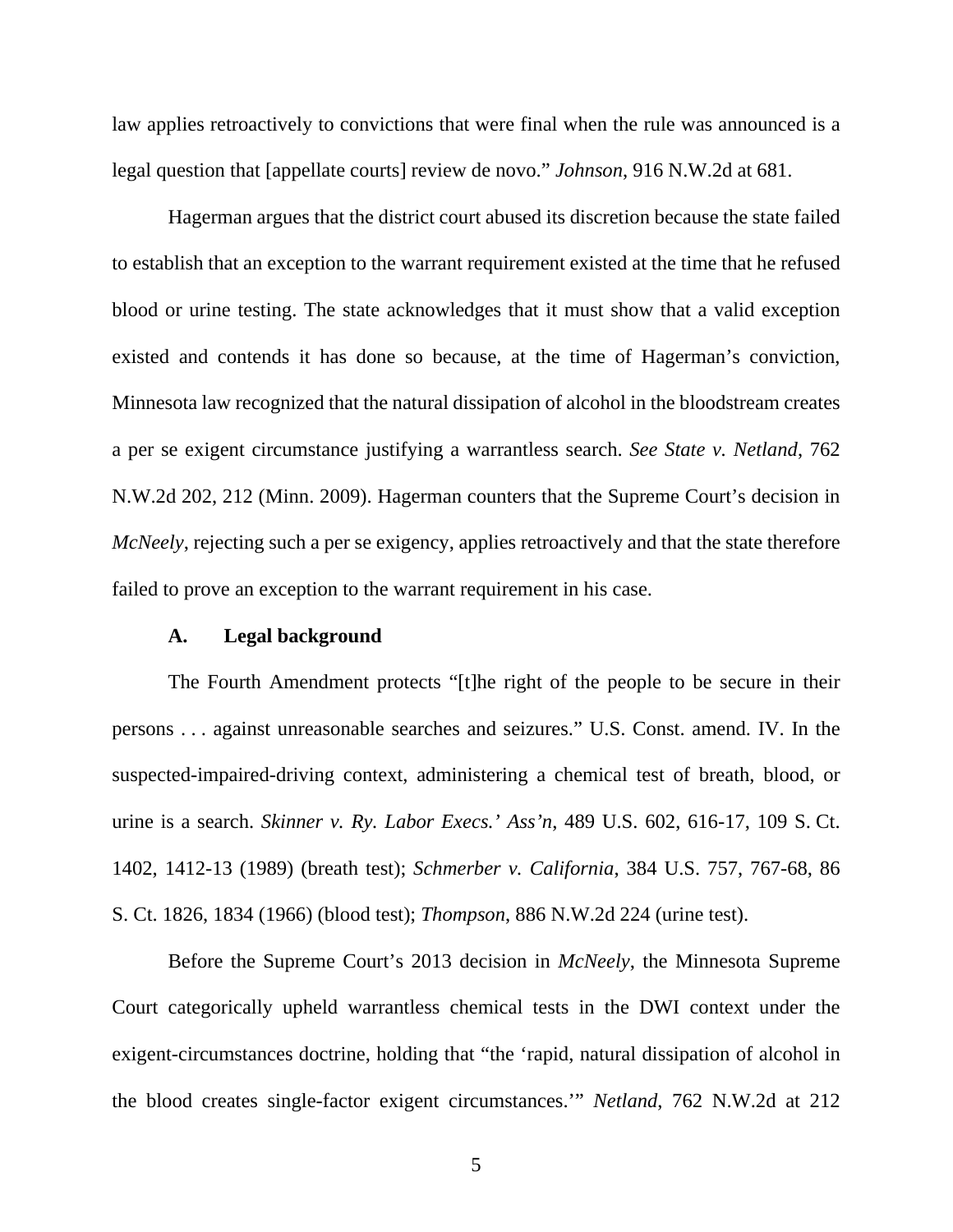law applies retroactively to convictions that were final when the rule was announced is a legal question that [appellate courts] review de novo." *Johnson*, 916 N.W.2d at 681.

Hagerman argues that the district court abused its discretion because the state failed to establish that an exception to the warrant requirement existed at the time that he refused blood or urine testing. The state acknowledges that it must show that a valid exception existed and contends it has done so because, at the time of Hagerman's conviction, Minnesota law recognized that the natural dissipation of alcohol in the bloodstream creates a per se exigent circumstance justifying a warrantless search. *See State v. Netland*, 762 N.W.2d 202, 212 (Minn. 2009). Hagerman counters that the Supreme Court's decision in *McNeely*, rejecting such a per se exigency, applies retroactively and that the state therefore failed to prove an exception to the warrant requirement in his case.

**A. Legal background**

The Fourth Amendment protects "[t]he right of the people to be secure in their persons . . . against unreasonable searches and seizures." U.S. Const. amend. IV. In the suspected-impaired-driving context, administering a chemical test of breath, blood, or urine is a search. *Skinner v. Ry. Labor Execs.' Ass'n*, 489 U.S. 602, 616-17, 109 S. Ct. 1402, 1412-13 (1989) (breath test); *Schmerber v. California*, 384 U.S. 757, 767-68, 86 S. Ct. 1826, 1834 (1966) (blood test); *Thompson*, 886 N.W.2d 224 (urine test).

Before the Supreme Court's 2013 decision in *McNeely*, the Minnesota Supreme Court categorically upheld warrantless chemical tests in the DWI context under the exigent-circumstances doctrine, holding that "the 'rapid, natural dissipation of alcohol in the blood creates single-factor exigent circumstances.'" *Netland*, 762 N.W.2d at 212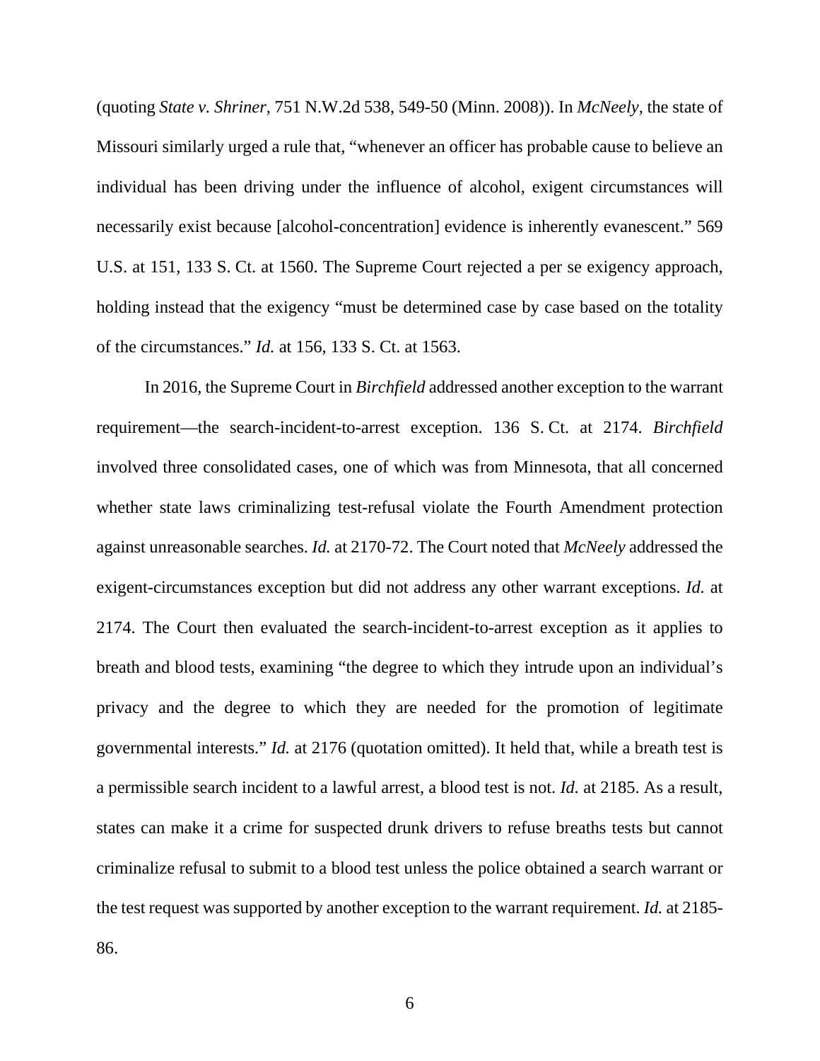(quoting *State v. Shriner*, 751 N.W.2d 538, 549-50 (Minn. 2008)). In *McNeely*, the state of Missouri similarly urged a rule that, "whenever an officer has probable cause to believe an individual has been driving under the influence of alcohol, exigent circumstances will necessarily exist because [alcohol-concentration] evidence is inherently evanescent." 569 U.S. at 151, 133 S. Ct. at 1560. The Supreme Court rejected a per se exigency approach, holding instead that the exigency "must be determined case by case based on the totality of the circumstances." *Id.* at 156, 133 S. Ct. at 1563.

In 2016, the Supreme Court in *Birchfield* addressed another exception to the warrant requirement—the search-incident-to-arrest exception. 136 S. Ct. at 2174. *Birchfield* involved three consolidated cases, one of which was from Minnesota, that all concerned whether state laws criminalizing test-refusal violate the Fourth Amendment protection against unreasonable searches. *Id.* at 2170-72. The Court noted that *McNeely* addressed the exigent-circumstances exception but did not address any other warrant exceptions. *Id.* at 2174. The Court then evaluated the search-incident-to-arrest exception as it applies to breath and blood tests, examining "the degree to which they intrude upon an individual's privacy and the degree to which they are needed for the promotion of legitimate governmental interests." *Id.* at 2176 (quotation omitted). It held that, while a breath test is a permissible search incident to a lawful arrest, a blood test is not. *Id.* at 2185. As a result, states can make it a crime for suspected drunk drivers to refuse breaths tests but cannot criminalize refusal to submit to a blood test unless the police obtained a search warrant or the test request was supported by another exception to the warrant requirement. *Id.* at 2185-86.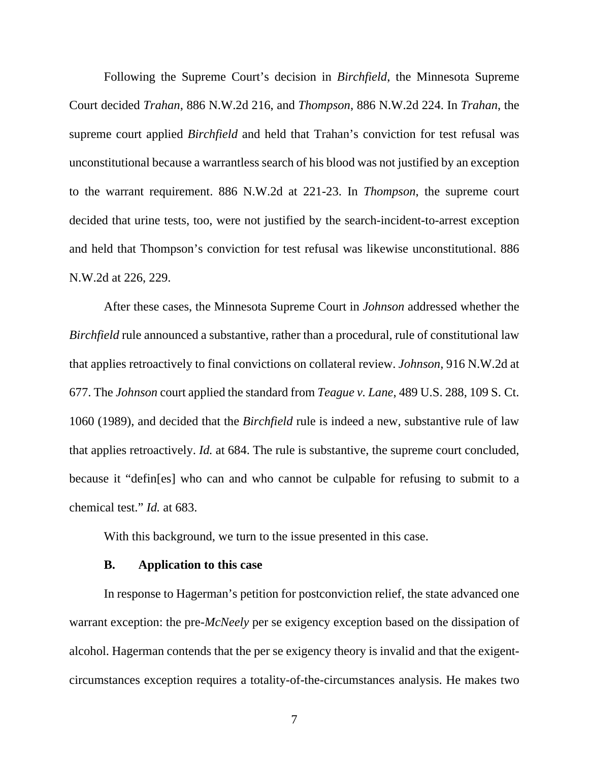Following the Supreme Court's decision in *Birchfield*, the Minnesota Supreme Court decided *Trahan*, 886 N.W.2d 216, and *Thompson*, 886 N.W.2d 224. In *Trahan*, the supreme court applied *Birchfield* and held that Trahan's conviction for test refusal was unconstitutional because a warrantless search of his blood was not justified by an exception to the warrant requirement. 886 N.W.2d at 221-23. In *Thompson*, the supreme court decided that urine tests, too, were not justified by the search-incident-to-arrest exception and held that Thompson's conviction for test refusal was likewise unconstitutional. 886 N.W.2d at 226, 229.

After these cases, the Minnesota Supreme Court in *Johnson* addressed whether the *Birchfield* rule announced a substantive, rather than a procedural, rule of constitutional law that applies retroactively to final convictions on collateral review. *Johnson*, 916 N.W.2d at 677. The *Johnson* court applied the standard from *Teague v. Lane*, 489 U.S. 288, 109 S. Ct. 1060 (1989), and decided that the *Birchfield* rule is indeed a new, substantive rule of law that applies retroactively. *Id.* at 684. The rule is substantive, the supreme court concluded, because it "defin[es] who can and who cannot be culpable for refusing to submit to a chemical test." *Id.* at 683.

With this background, we turn to the issue presented in this case.

### B. Application to this case

In response to Hagerman's petition for postconviction relief, the state advanced one warrant exception: the pre-*McNeely* per se exigency exception based on the dissipation of alcohol. Hagerman contends that the per se exigency theory is invalid and that the exigent-circumstances exception requires a totality-of-the-circumstances analysis. He makes two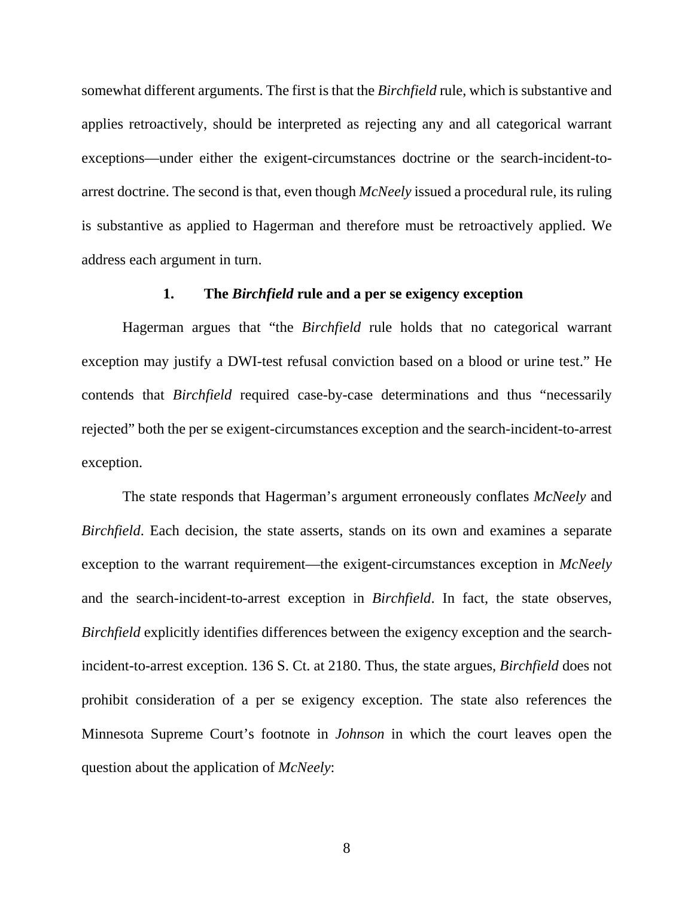somewhat different arguments. The first is that the *Birchfield* rule, which is substantive and applies retroactively, should be interpreted as rejecting any and all categorical warrant exceptions—under either the exigent-circumstances doctrine or the search-incident-to-arrest doctrine. The second is that, even though *McNeely* issued a procedural rule, its ruling is substantive as applied to Hagerman and therefore must be retroactively applied. We address each argument in turn.

### 1. The *Birchfield* rule and a per se exigency exception

Hagerman argues that "the *Birchfield* rule holds that no categorical warrant exception may justify a DWI-test refusal conviction based on a blood or urine test." He contends that *Birchfield* required case-by-case determinations and thus "necessarily rejected" both the per se exigent-circumstances exception and the search-incident-to-arrest exception.

The state responds that Hagerman's argument erroneously conflates *McNeely* and *Birchfield*. Each decision, the state asserts, stands on its own and examines a separate exception to the warrant requirement—the exigent-circumstances exception in *McNeely* and the search-incident-to-arrest exception in *Birchfield*. In fact, the state observes, *Birchfield* explicitly identifies differences between the exigency exception and the search-incident-to-arrest exception. 136 S. Ct. at 2180. Thus, the state argues, *Birchfield* does not prohibit consideration of a per se exigency exception. The state also references the Minnesota Supreme Court's footnote in *Johnson* in which the court leaves open the question about the application of *McNeely*: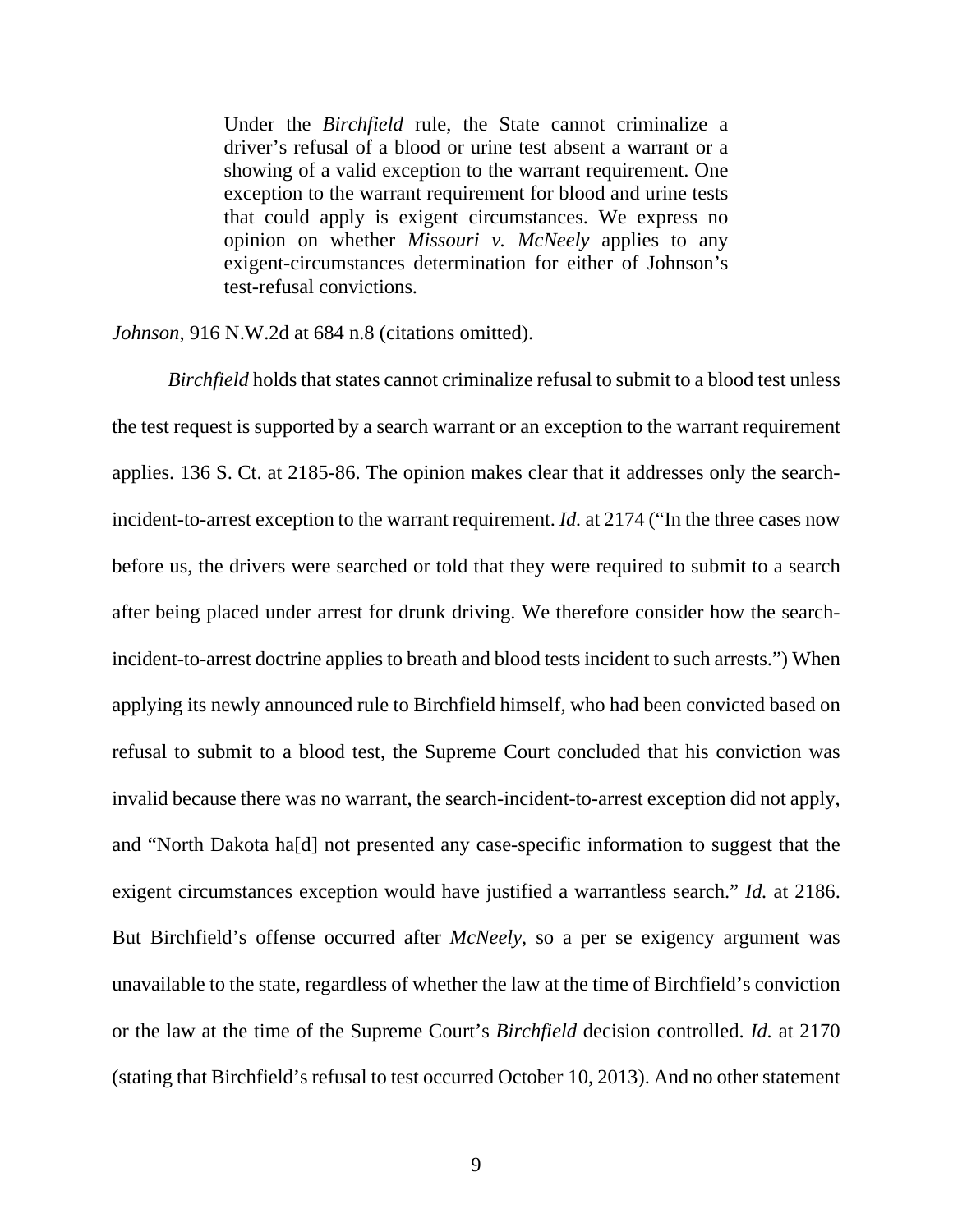> Under the *Birchfield* rule, the State cannot criminalize a driver's refusal of a blood or urine test absent a warrant or a showing of a valid exception to the warrant requirement. One exception to the warrant requirement for blood and urine tests that could apply is exigent circumstances. We express no opinion on whether *Missouri v. McNeely* applies to any exigent-circumstances determination for either of Johnson's test-refusal convictions.

*Johnson*, 916 N.W.2d at 684 n.8 (citations omitted).

*Birchfield* holds that states cannot criminalize refusal to submit to a blood test unless the test request is supported by a search warrant or an exception to the warrant requirement applies. 136 S. Ct. at 2185-86. The opinion makes clear that it addresses only the search-incident-to-arrest exception to the warrant requirement. *Id.* at 2174 ("In the three cases now before us, the drivers were searched or told that they were required to submit to a search after being placed under arrest for drunk driving. We therefore consider how the search-incident-to-arrest doctrine applies to breath and blood tests incident to such arrests.") When applying its newly announced rule to Birchfield himself, who had been convicted based on refusal to submit to a blood test, the Supreme Court concluded that his conviction was invalid because there was no warrant, the search-incident-to-arrest exception did not apply, and "North Dakota ha[d] not presented any case-specific information to suggest that the exigent circumstances exception would have justified a warrantless search." *Id.* at 2186. But Birchfield's offense occurred after *McNeely*, so a per se exigency argument was unavailable to the state, regardless of whether the law at the time of Birchfield's conviction or the law at the time of the Supreme Court's *Birchfield* decision controlled. *Id.* at 2170 (stating that Birchfield's refusal to test occurred October 10, 2013). And no other statement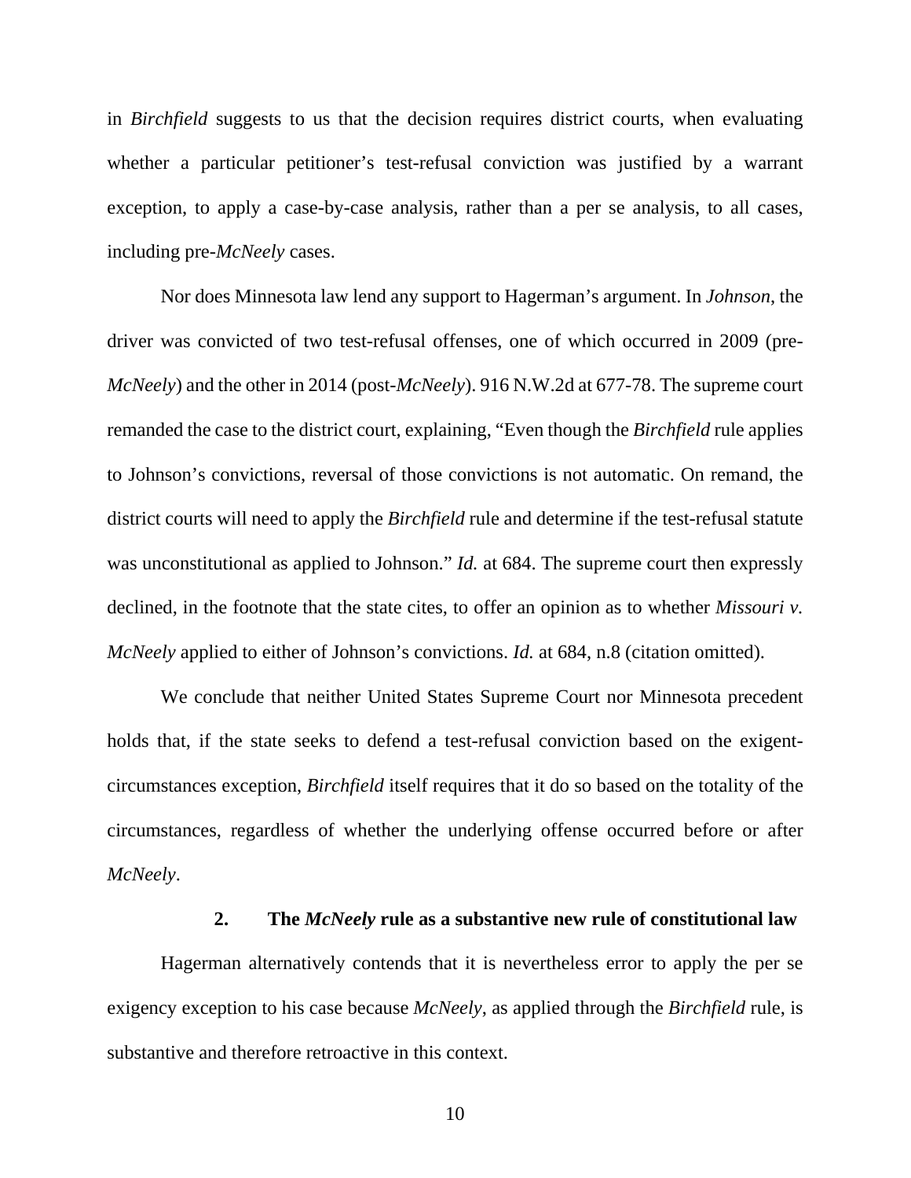in *Birchfield* suggests to us that the decision requires district courts, when evaluating whether a particular petitioner's test-refusal conviction was justified by a warrant exception, to apply a case-by-case analysis, rather than a per se analysis, to all cases, including pre-*McNeely* cases.

Nor does Minnesota law lend any support to Hagerman's argument. In *Johnson*, the driver was convicted of two test-refusal offenses, one of which occurred in 2009 (pre-*McNeely*) and the other in 2014 (post-*McNeely*). 916 N.W.2d at 677-78. The supreme court remanded the case to the district court, explaining, "Even though the *Birchfield* rule applies to Johnson's convictions, reversal of those convictions is not automatic. On remand, the district courts will need to apply the *Birchfield* rule and determine if the test-refusal statute was unconstitutional as applied to Johnson." *Id.* at 684. The supreme court then expressly declined, in the footnote that the state cites, to offer an opinion as to whether *Missouri v. McNeely* applied to either of Johnson's convictions. *Id.* at 684, n.8 (citation omitted).

We conclude that neither United States Supreme Court nor Minnesota precedent holds that, if the state seeks to defend a test-refusal conviction based on the exigent-circumstances exception, *Birchfield* itself requires that it do so based on the totality of the circumstances, regardless of whether the underlying offense occurred before or after *McNeely*.

### 2. The *McNeely* rule as a substantive new rule of constitutional law

Hagerman alternatively contends that it is nevertheless error to apply the per se exigency exception to his case because *McNeely*, as applied through the *Birchfield* rule, is substantive and therefore retroactive in this context.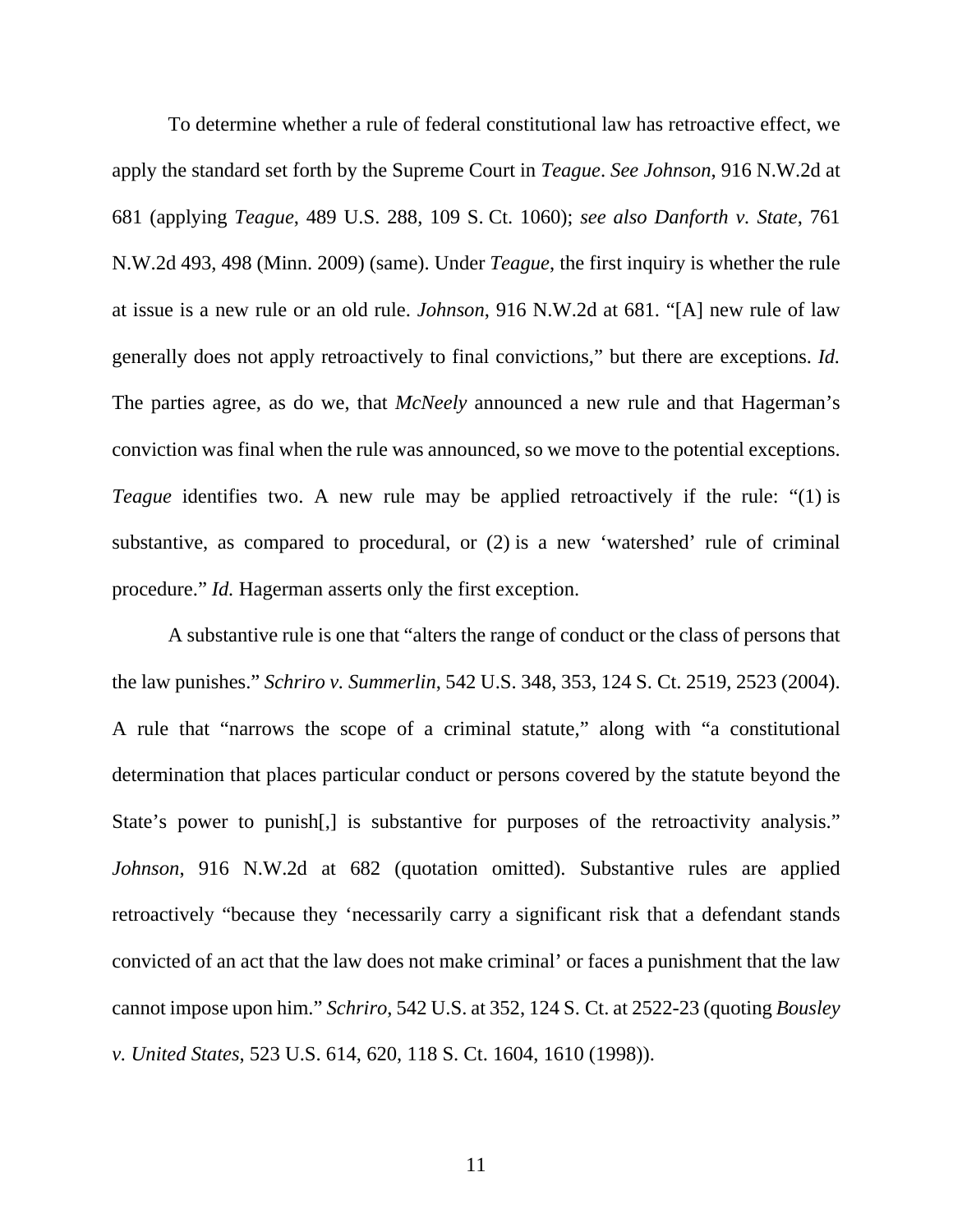To determine whether a rule of federal constitutional law has retroactive effect, we apply the standard set forth by the Supreme Court in *Teague*. *See Johnson*, 916 N.W.2d at 681 (applying *Teague*, 489 U.S. 288, 109 S. Ct. 1060); *see also Danforth v. State*, 761 N.W.2d 493, 498 (Minn. 2009) (same). Under *Teague*, the first inquiry is whether the rule at issue is a new rule or an old rule. *Johnson*, 916 N.W.2d at 681. "[A] new rule of law generally does not apply retroactively to final convictions," but there are exceptions. *Id.* The parties agree, as do we, that *McNeely* announced a new rule and that Hagerman's conviction was final when the rule was announced, so we move to the potential exceptions. *Teague* identifies two. A new rule may be applied retroactively if the rule: "(1) is substantive, as compared to procedural, or (2) is a new 'watershed' rule of criminal procedure." *Id.* Hagerman asserts only the first exception.

A substantive rule is one that "alters the range of conduct or the class of persons that the law punishes." *Schriro v. Summerlin*, 542 U.S. 348, 353, 124 S. Ct. 2519, 2523 (2004). A rule that "narrows the scope of a criminal statute," along with "a constitutional determination that places particular conduct or persons covered by the statute beyond the State's power to punish[,] is substantive for purposes of the retroactivity analysis." *Johnson*, 916 N.W.2d at 682 (quotation omitted). Substantive rules are applied retroactively "because they 'necessarily carry a significant risk that a defendant stands convicted of an act that the law does not make criminal' or faces a punishment that the law cannot impose upon him." *Schriro*, 542 U.S. at 352, 124 S. Ct. at 2522-23 (quoting *Bousley v. United States*, 523 U.S. 614, 620, 118 S. Ct. 1604, 1610 (1998)).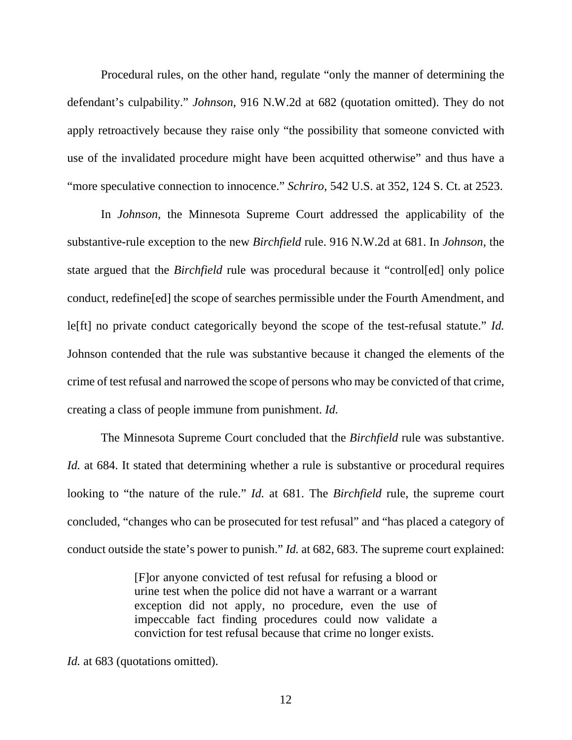Procedural rules, on the other hand, regulate "only the manner of determining the defendant's culpability." *Johnson*, 916 N.W.2d at 682 (quotation omitted). They do not apply retroactively because they raise only "the possibility that someone convicted with use of the invalidated procedure might have been acquitted otherwise" and thus have a "more speculative connection to innocence." *Schriro*, 542 U.S. at 352, 124 S. Ct. at 2523.

In *Johnson*, the Minnesota Supreme Court addressed the applicability of the substantive-rule exception to the new *Birchfield* rule. 916 N.W.2d at 681. In *Johnson*, the state argued that the *Birchfield* rule was procedural because it "control[ed] only police conduct, redefine[ed] the scope of searches permissible under the Fourth Amendment, and le[ft] no private conduct categorically beyond the scope of the test-refusal statute." *Id.* Johnson contended that the rule was substantive because it changed the elements of the crime of test refusal and narrowed the scope of persons who may be convicted of that crime, creating a class of people immune from punishment. *Id.*

The Minnesota Supreme Court concluded that the *Birchfield* rule was substantive. *Id.* at 684. It stated that determining whether a rule is substantive or procedural requires looking to "the nature of the rule." *Id.* at 681. The *Birchfield* rule, the supreme court concluded, "changes who can be prosecuted for test refusal" and "has placed a category of conduct outside the state's power to punish." *Id.* at 682, 683. The supreme court explained:

> [F]or anyone convicted of test refusal for refusing a blood or urine test when the police did not have a warrant or a warrant exception did not apply, no procedure, even the use of impeccable fact finding procedures could now validate a conviction for test refusal because that crime no longer exists.

*Id.* at 683 (quotations omitted).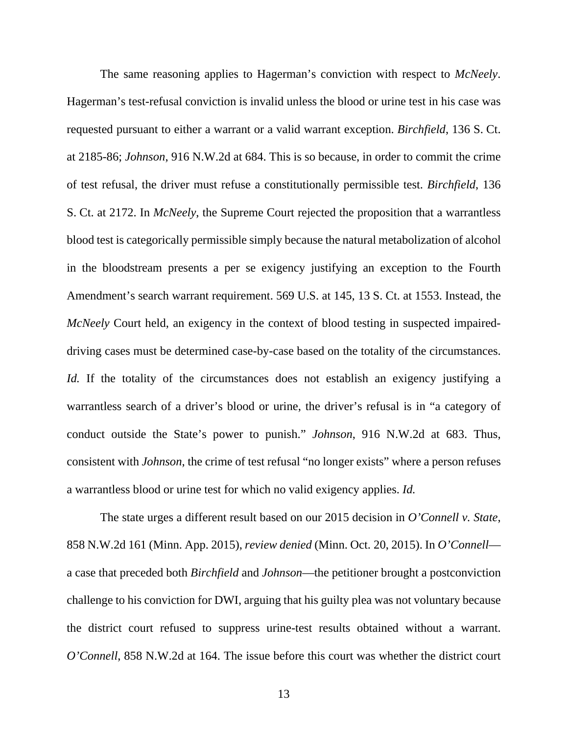The same reasoning applies to Hagerman's conviction with respect to *McNeely*. Hagerman's test-refusal conviction is invalid unless the blood or urine test in his case was requested pursuant to either a warrant or a valid warrant exception. *Birchfield*, 136 S. Ct. at 2185-86; *Johnson*, 916 N.W.2d at 684. This is so because, in order to commit the crime of test refusal, the driver must refuse a constitutionally permissible test. *Birchfield*, 136 S. Ct. at 2172. In *McNeely*, the Supreme Court rejected the proposition that a warrantless blood test is categorically permissible simply because the natural metabolization of alcohol in the bloodstream presents a per se exigency justifying an exception to the Fourth Amendment's search warrant requirement. 569 U.S. at 145, 13 S. Ct. at 1553. Instead, the *McNeely* Court held, an exigency in the context of blood testing in suspected impaired-driving cases must be determined case-by-case based on the totality of the circumstances. *Id.* If the totality of the circumstances does not establish an exigency justifying a warrantless search of a driver's blood or urine, the driver's refusal is in "a category of conduct outside the State's power to punish." *Johnson*, 916 N.W.2d at 683. Thus, consistent with *Johnson*, the crime of test refusal "no longer exists" where a person refuses a warrantless blood or urine test for which no valid exigency applies. *Id.*

The state urges a different result based on our 2015 decision in *O'Connell v. State*, 858 N.W.2d 161 (Minn. App. 2015), *review denied* (Minn. Oct. 20, 2015). In *O'Connell*—a case that preceded both *Birchfield* and *Johnson*—the petitioner brought a postconviction challenge to his conviction for DWI, arguing that his guilty plea was not voluntary because the district court refused to suppress urine-test results obtained without a warrant. *O'Connell*, 858 N.W.2d at 164. The issue before this court was whether the district court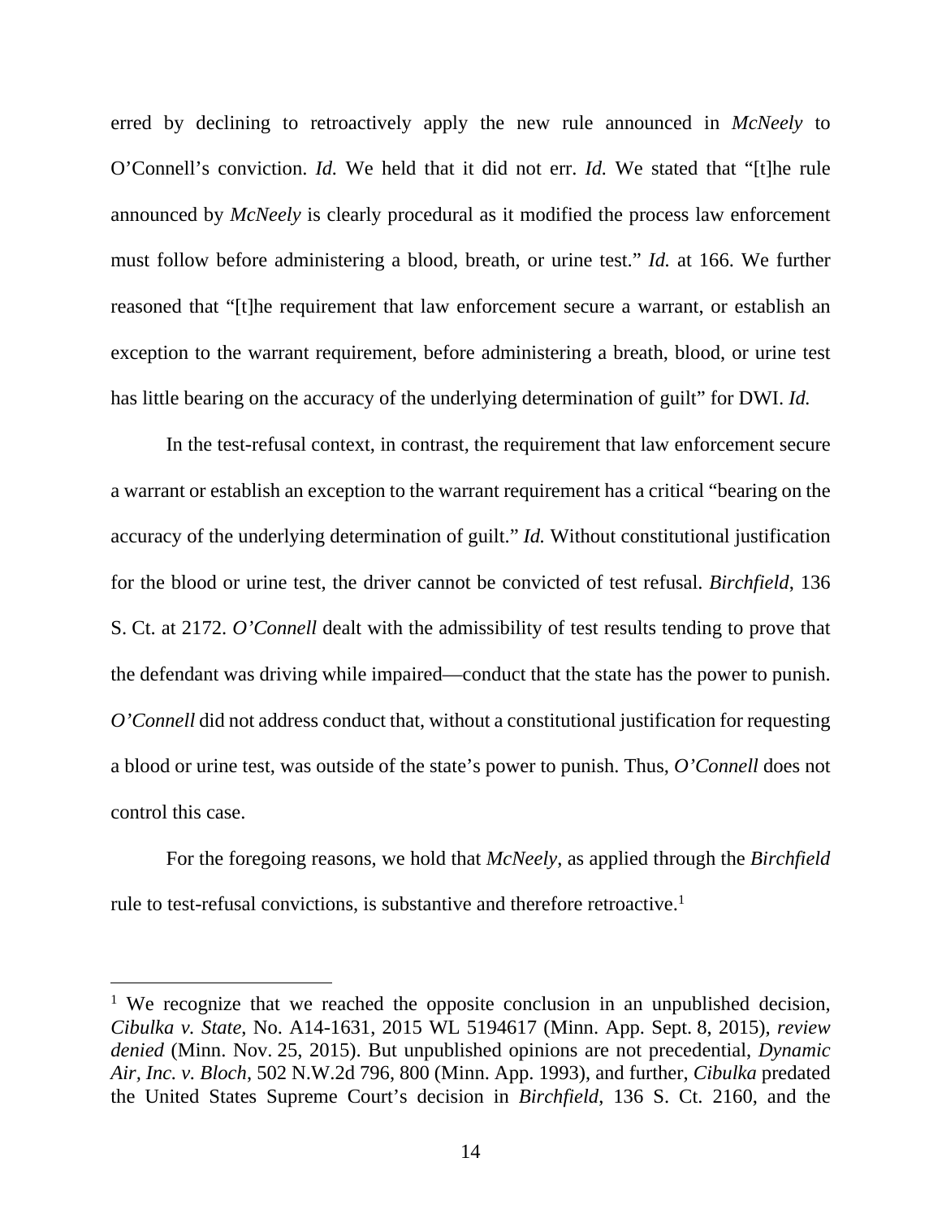erred by declining to retroactively apply the new rule announced in *McNeely* to O'Connell's conviction. *Id.* We held that it did not err. *Id.* We stated that "[t]he rule announced by *McNeely* is clearly procedural as it modified the process law enforcement must follow before administering a blood, breath, or urine test." *Id.* at 166. We further reasoned that "[t]he requirement that law enforcement secure a warrant, or establish an exception to the warrant requirement, before administering a breath, blood, or urine test has little bearing on the accuracy of the underlying determination of guilt" for DWI. *Id.*

In the test-refusal context, in contrast, the requirement that law enforcement secure a warrant or establish an exception to the warrant requirement has a critical "bearing on the accuracy of the underlying determination of guilt." *Id.* Without constitutional justification for the blood or urine test, the driver cannot be convicted of test refusal. *Birchfield*, 136 S. Ct. at 2172. *O'Connell* dealt with the admissibility of test results tending to prove that the defendant was driving while impaired—conduct that the state has the power to punish. *O'Connell* did not address conduct that, without a constitutional justification for requesting a blood or urine test, was outside of the state's power to punish. Thus, *O'Connell* does not control this case.

For the foregoing reasons, we hold that *McNeely*, as applied through the *Birchfield* rule to test-refusal convictions, is substantive and therefore retroactive.[1]

[1] We recognize that we reached the opposite conclusion in an unpublished decision, *Cibulka v. State*, No. A14-1631, 2015 WL 5194617 (Minn. App. Sept. 8, 2015), *review denied* (Minn. Nov. 25, 2015). But unpublished opinions are not precedential, *Dynamic Air, Inc. v. Bloch*, 502 N.W.2d 796, 800 (Minn. App. 1993), and further, *Cibulka* predated the United States Supreme Court's decision in *Birchfield*, 136 S. Ct. 2160, and the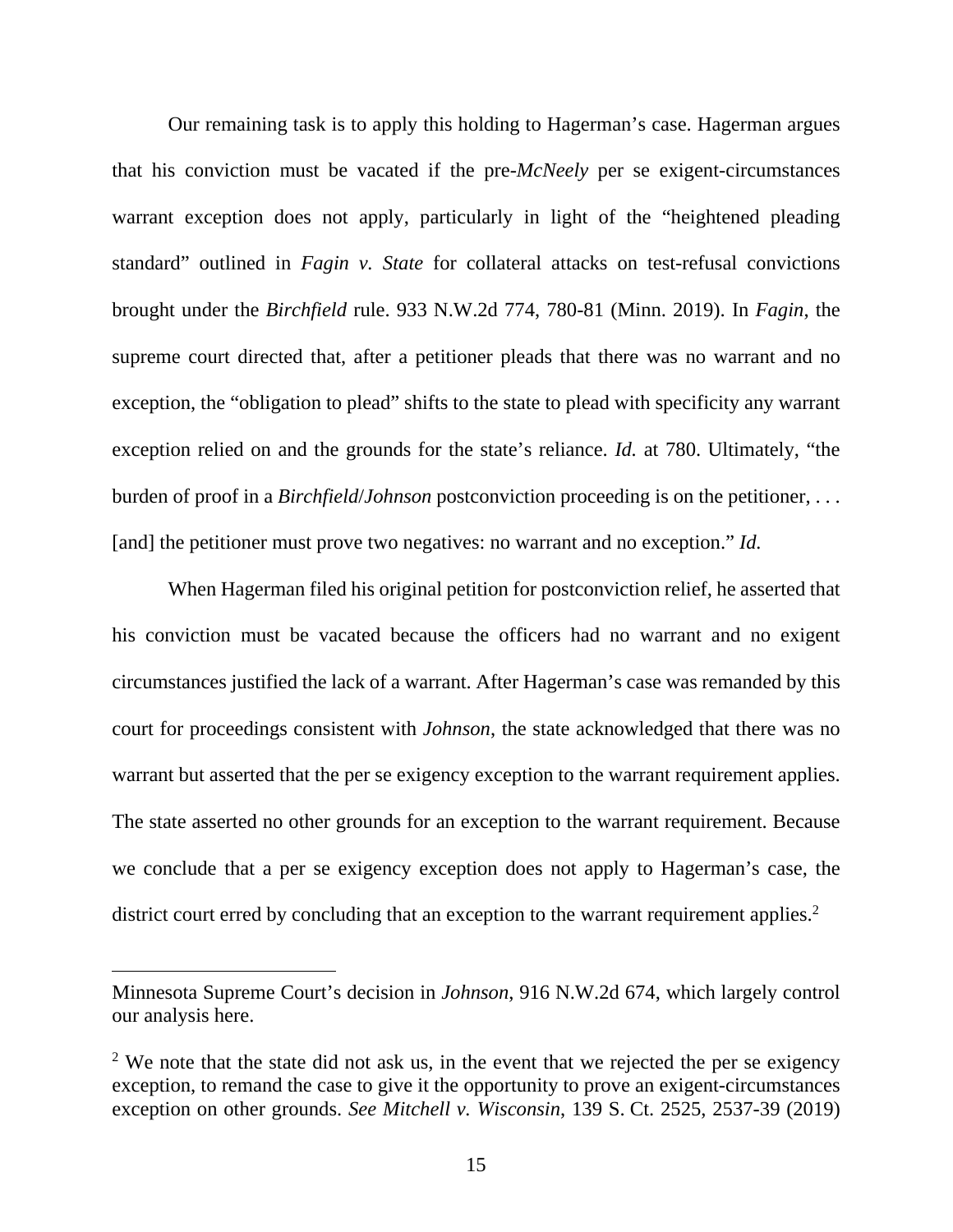Our remaining task is to apply this holding to Hagerman's case. Hagerman argues that his conviction must be vacated if the pre-*McNeely* per se exigent-circumstances warrant exception does not apply, particularly in light of the "heightened pleading standard" outlined in *Fagin v. State* for collateral attacks on test-refusal convictions brought under the *Birchfield* rule. 933 N.W.2d 774, 780-81 (Minn. 2019). In *Fagin*, the supreme court directed that, after a petitioner pleads that there was no warrant and no exception, the "obligation to plead" shifts to the state to plead with specificity any warrant exception relied on and the grounds for the state's reliance. *Id.* at 780. Ultimately, "the burden of proof in a *Birchfield*/*Johnson* postconviction proceeding is on the petitioner, . . . [and] the petitioner must prove two negatives: no warrant and no exception." *Id.*

When Hagerman filed his original petition for postconviction relief, he asserted that his conviction must be vacated because the officers had no warrant and no exigent circumstances justified the lack of a warrant. After Hagerman's case was remanded by this court for proceedings consistent with *Johnson*, the state acknowledged that there was no warrant but asserted that the per se exigency exception to the warrant requirement applies. The state asserted no other grounds for an exception to the warrant requirement. Because we conclude that a per se exigency exception does not apply to Hagerman's case, the district court erred by concluding that an exception to the warrant requirement applies.[2]

---

Minnesota Supreme Court's decision in *Johnson*, 916 N.W.2d 674, which largely control our analysis here.

[2] We note that the state did not ask us, in the event that we rejected the per se exigency exception, to remand the case to give it the opportunity to prove an exigent-circumstances exception on other grounds. *See Mitchell v. Wisconsin*, 139 S. Ct. 2525, 2537-39 (2019)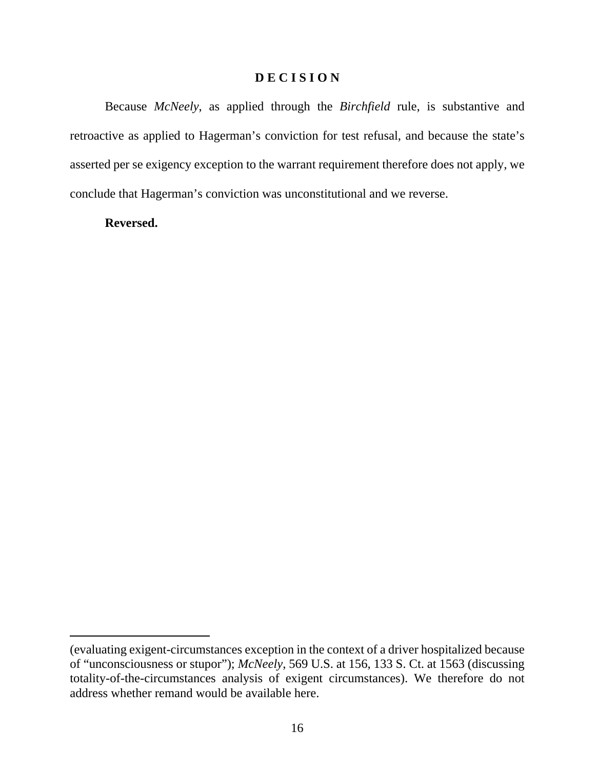# D E C I S I O N

Because *McNeely*, as applied through the *Birchfield* rule, is substantive and retroactive as applied to Hagerman's conviction for test refusal, and because the state's asserted per se exigency exception to the warrant requirement therefore does not apply, we conclude that Hagerman's conviction was unconstitutional and we reverse.

**Reversed.**

---

(evaluating exigent-circumstances exception in the context of a driver hospitalized because of "unconsciousness or stupor"); *McNeely*, 569 U.S. at 156, 133 S. Ct. at 1563 (discussing totality-of-the-circumstances analysis of exigent circumstances). We therefore do not address whether remand would be available here.